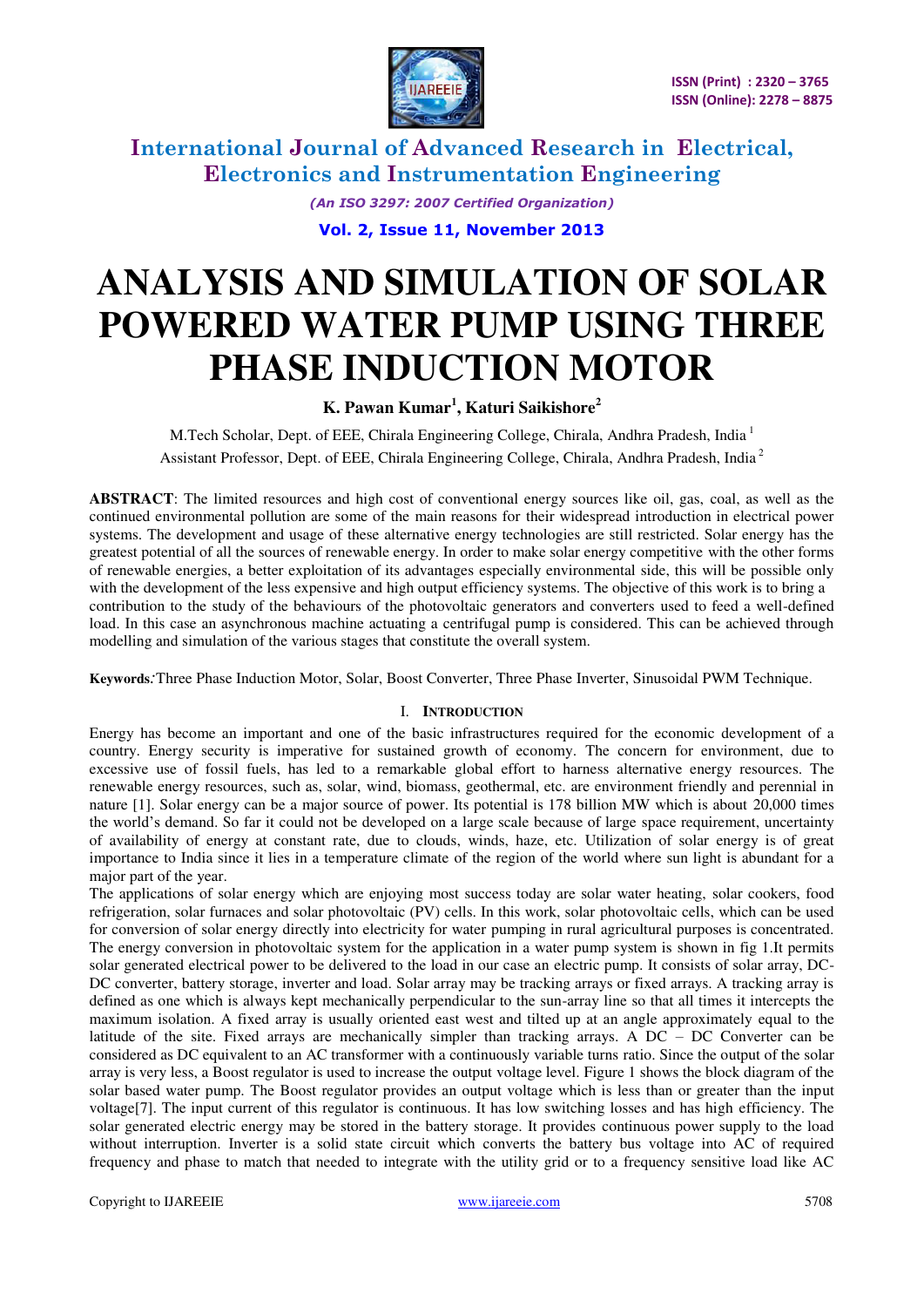# International Journal of Advanced Research in Electrical, Electronics and Instrumentation Engineering

*(An ISO 3297: 2007 Certified Organization)*

# ANALYSIS AND SIMULATION OF SOLAR POWERED WATER PUMP USING THREE PHASE INDUCTION MOTOR

**K. Pawan Kumar[1], Katuri Saikishore[2]**

M.Tech Scholar, Dept. of EEE, Chirala Engineering College, Chirala, Andhra Pradesh, India [1]

Assistant Professor, Dept. of EEE, Chirala Engineering College, Chirala, Andhra Pradesh, India [2]

**ABSTRACT**: The limited resources and high cost of conventional energy sources like oil, gas, coal, as well as the continued environmental pollution are some of the main reasons for their widespread introduction in electrical power systems. The development and usage of these alternative energy technologies are still restricted. Solar energy has the greatest potential of all the sources of renewable energy. In order to make solar energy competitive with the other forms of renewable energies, a better exploitation of its advantages especially environmental side, this will be possible only with the development of the less expensive and high output efficiency systems. The objective of this work is to bring a contribution to the study of the behaviours of the photovoltaic generators and converters used to feed a well-defined load. In this case an asynchronous machine actuating a centrifugal pump is considered. This can be achieved through modelling and simulation of the various stages that constitute the overall system.

**Keywords**: Three Phase Induction Motor, Solar, Boost Converter, Three Phase Inverter, Sinusoidal PWM Technique.

## I. INTRODUCTION

Energy has become an important and one of the basic infrastructures required for the economic development of a country. Energy security is imperative for sustained growth of economy. The concern for environment, due to excessive use of fossil fuels, has led to a remarkable global effort to harness alternative energy resources. The renewable energy resources, such as, solar, wind, biomass, geothermal, etc. are environment friendly and perennial in nature [1]. Solar energy can be a major source of power. Its potential is 178 billion MW which is about 20,000 times the world's demand. So far it could not be developed on a large scale because of large space requirement, uncertainty of availability of energy at constant rate, due to clouds, winds, haze, etc. Utilization of solar energy is of great importance to India since it lies in a temperature climate of the region of the world where sun light is abundant for a major part of the year.

The applications of solar energy which are enjoying most success today are solar water heating, solar cookers, food refrigeration, solar furnaces and solar photovoltaic (PV) cells. In this work, solar photovoltaic cells, which can be used for conversion of solar energy directly into electricity for water pumping in rural agricultural purposes is concentrated. The energy conversion in photovoltaic system for the application in a water pump system is shown in fig 1.It permits solar generated electrical power to be delivered to the load in our case an electric pump. It consists of solar array, DC-DC converter, battery storage, inverter and load. Solar array may be tracking arrays or fixed arrays. A tracking array is defined as one which is always kept mechanically perpendicular to the sun-array line so that all times it intercepts the maximum isolation. A fixed array is usually oriented east west and tilted up at an angle approximately equal to the latitude of the site. Fixed arrays are mechanically simpler than tracking arrays. A DC – DC Converter can be considered as DC equivalent to an AC transformer with a continuously variable turns ratio. Since the output of the solar array is very less, a Boost regulator is used to increase the output voltage level. Figure 1 shows the block diagram of the solar based water pump. The Boost regulator provides an output voltage which is less than or greater than the input voltage[7]. The input current of this regulator is continuous. It has low switching losses and has high efficiency. The solar generated electric energy may be stored in the battery storage. It provides continuous power supply to the load without interruption. Inverter is a solid state circuit which converts the battery bus voltage into AC of required frequency and phase to match that needed to integrate with the utility grid or to a frequency sensitive load like AC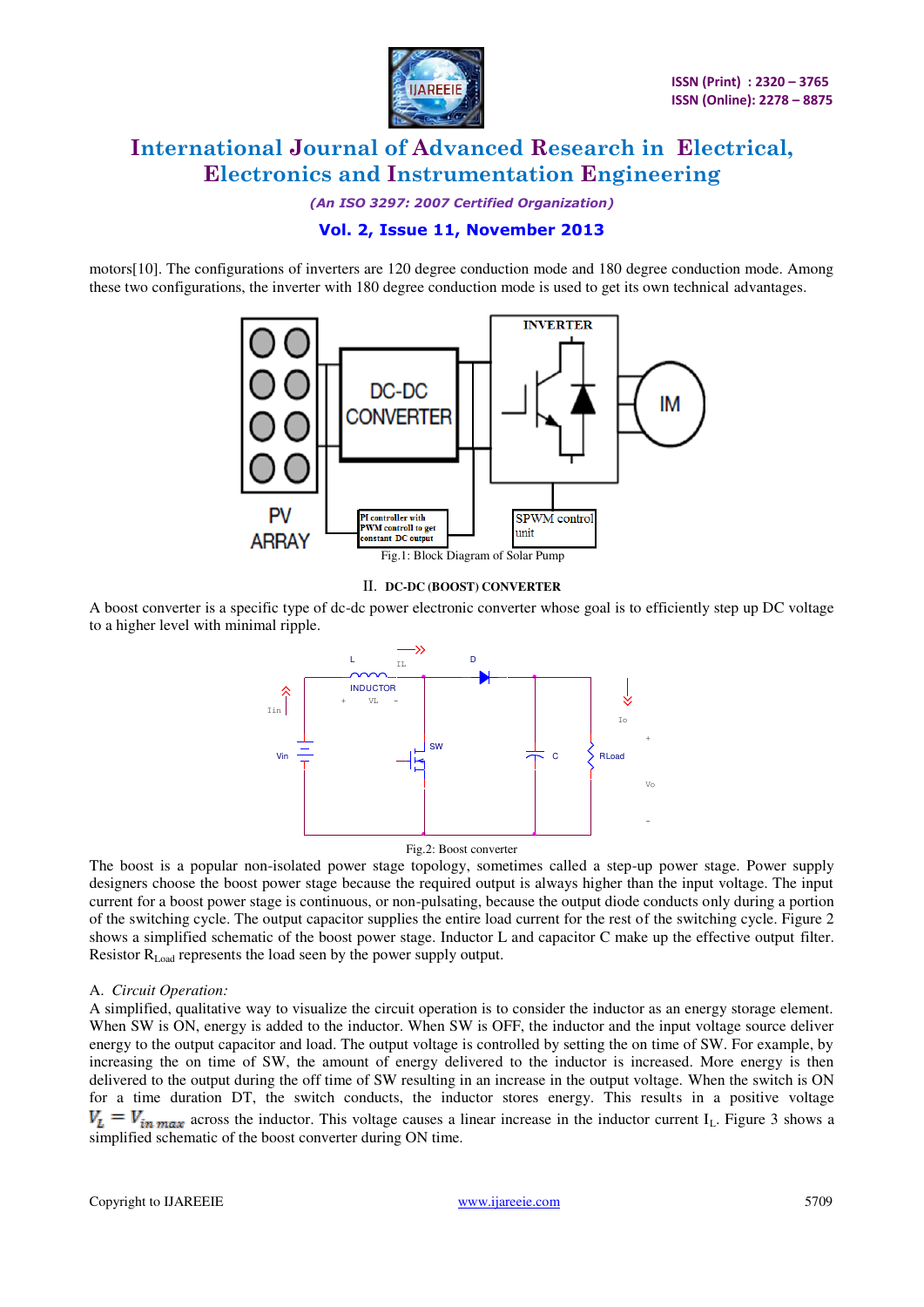motors[10]. The configurations of inverters are 120 degree conduction mode and 180 degree conduction mode. Among these two configurations, the inverter with 180 degree conduction mode is used to get its own technical advantages.

Fig.1: Block Diagram of Solar Pump

## II. DC-DC (BOOST) CONVERTER

A boost converter is a specific type of dc-dc power electronic converter whose goal is to efficiently step up DC voltage to a higher level with minimal ripple.

Fig.2: Boost converter

The boost is a popular non-isolated power stage topology, sometimes called a step-up power stage. Power supply designers choose the boost power stage because the required output is always higher than the input voltage. The input current for a boost power stage is continuous, or non-pulsating, because the output diode conducts only during a portion of the switching cycle. The output capacitor supplies the entire load current for the rest of the switching cycle. Figure 2 shows a simplified schematic of the boost power stage. Inductor L and capacitor C make up the effective output filter. Resistor $R_{Load}$ represents the load seen by the power supply output.

### A. *Circuit Operation:*

A simplified, qualitative way to visualize the circuit operation is to consider the inductor as an energy storage element. When SW is ON, energy is added to the inductor. When SW is OFF, the inductor and the input voltage source deliver energy to the output capacitor and load. The output voltage is controlled by setting the on time of SW. For example, by increasing the on time of SW, the amount of energy delivered to the inductor is increased. More energy is then delivered to the output during the off time of SW resulting in an increase in the output voltage. When the switch is ON for a time duration DT, the switch conducts, the inductor stores energy. This results in a positive voltage $V_L = V_{in\,max}$ across the inductor. This voltage causes a linear increase in the inductor current $I_L$. Figure 3 shows a simplified schematic of the boost converter during ON time.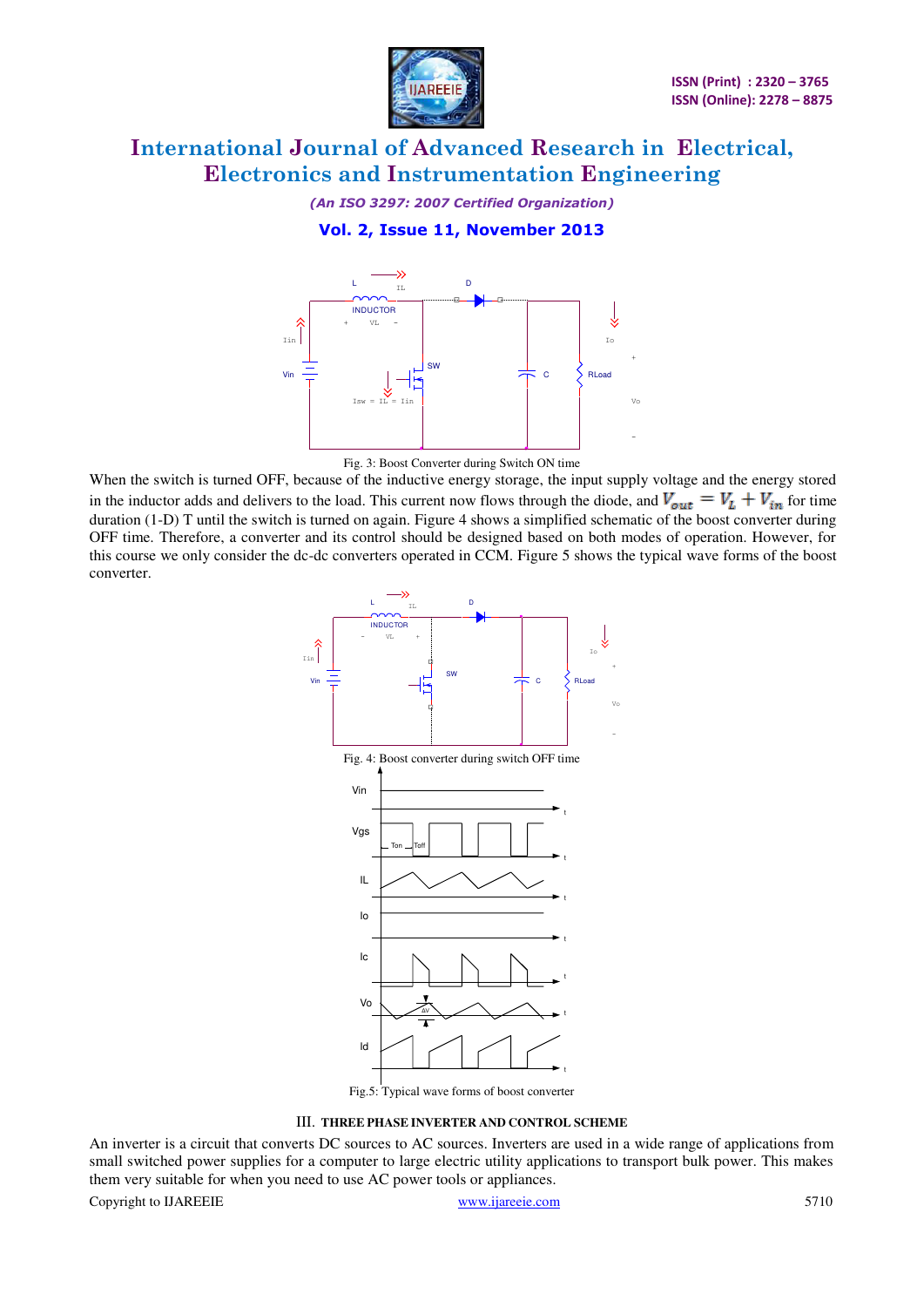Fig. 3: Boost Converter during Switch ON time

When the switch is turned OFF, because of the inductive energy storage, the input supply voltage and the energy stored in the inductor adds and delivers to the load. This current now flows through the diode, and $V_{out} = V_L + V_{in}$ for time duration (1-D) T until the switch is turned on again. Figure 4 shows a simplified schematic of the boost converter during OFF time. Therefore, a converter and its control should be designed based on both modes of operation. However, for this course we only consider the dc-dc converters operated in CCM. Figure 5 shows the typical wave forms of the boost converter.

Fig. 4: Boost converter during switch OFF time

Fig.5: Typical wave forms of boost converter

## III. THREE PHASE INVERTER AND CONTROL SCHEME

An inverter is a circuit that converts DC sources to AC sources. Inverters are used in a wide range of applications from small switched power supplies for a computer to large electric utility applications to transport bulk power. This makes them very suitable for when you need to use AC power tools or appliances.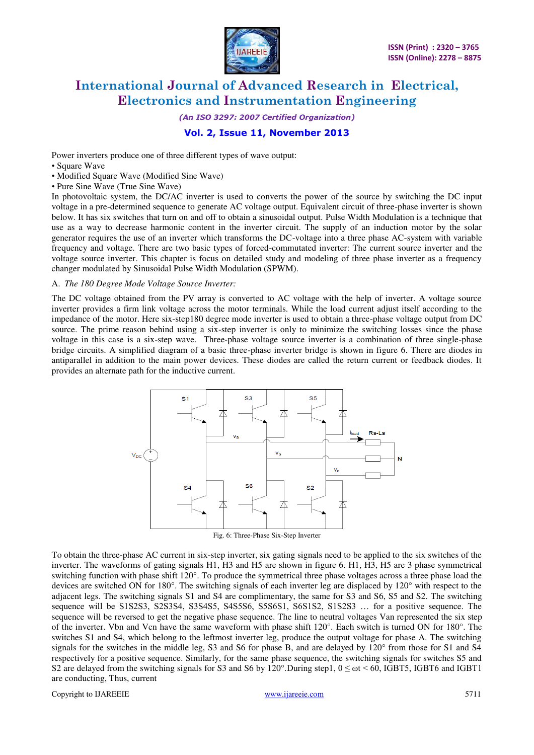Power inverters produce one of three different types of wave output:

- Square Wave
- Modified Square Wave (Modified Sine Wave)
- Pure Sine Wave (True Sine Wave)

In photovoltaic system, the DC/AC inverter is used to converts the power of the source by switching the DC input voltage in a pre-determined sequence to generate AC voltage output. Equivalent circuit of three-phase inverter is shown below. It has six switches that turn on and off to obtain a sinusoidal output. Pulse Width Modulation is a technique that use as a way to decrease harmonic content in the inverter circuit. The supply of an induction motor by the solar generator requires the use of an inverter which transforms the DC-voltage into a three phase AC-system with variable frequency and voltage. There are two basic types of forced-commutated inverter: The current source inverter and the voltage source inverter. This chapter is focus on detailed study and modeling of three phase inverter as a frequency changer modulated by Sinusoidal Pulse Width Modulation (SPWM).

A. *The 180 Degree Mode Voltage Source Inverter:*

The DC voltage obtained from the PV array is converted to AC voltage with the help of inverter. A voltage source inverter provides a firm link voltage across the motor terminals. While the load current adjust itself according to the impedance of the motor. Here six-step180 degree mode inverter is used to obtain a three-phase voltage output from DC source. The prime reason behind using a six-step inverter is only to minimize the switching losses since the phase voltage in this case is a six-step wave. Three-phase voltage source inverter is a combination of three single-phase bridge circuits. A simplified diagram of a basic three-phase inverter bridge is shown in figure 6. There are diodes in antiparallel in addition to the main power devices. These diodes are called the return current or feedback diodes. It provides an alternate path for the inductive current.

Fig. 6: Three-Phase Six-Step Inverter

To obtain the three-phase AC current in six-step inverter, six gating signals need to be applied to the six switches of the inverter. The waveforms of gating signals H1, H3 and H5 are shown in figure 6. H1, H3, H5 are 3 phase symmetrical switching function with phase shift 120°. To produce the symmetrical three phase voltages across a three phase load the devices are switched ON for 180°. The switching signals of each inverter leg are displaced by 120° with respect to the adjacent legs. The switching signals S1 and S4 are complimentary, the same for S3 and S6, S5 and S2. The switching sequence will be S1S2S3, S2S3S4, S3S4S5, S4S5S6, S5S6S1, S6S1S2, S1S2S3 … for a positive sequence. The sequence will be reversed to get the negative phase sequence. The line to neutral voltages Van represented the six step of the inverter. Vbn and Vcn have the same waveform with phase shift 120°. Each switch is turned ON for 180°. The switches S1 and S4, which belong to the leftmost inverter leg, produce the output voltage for phase A. The switching signals for the switches in the middle leg, S3 and S6 for phase B, and are delayed by 120° from those for S1 and S4 respectively for a positive sequence. Similarly, for the same phase sequence, the switching signals for switches S5 and S2 are delayed from the switching signals for S3 and S6 by 120°.During step1, $0 \leq \omega t < 60$, IGBT5, IGBT6 and IGBT1 are conducting, Thus, current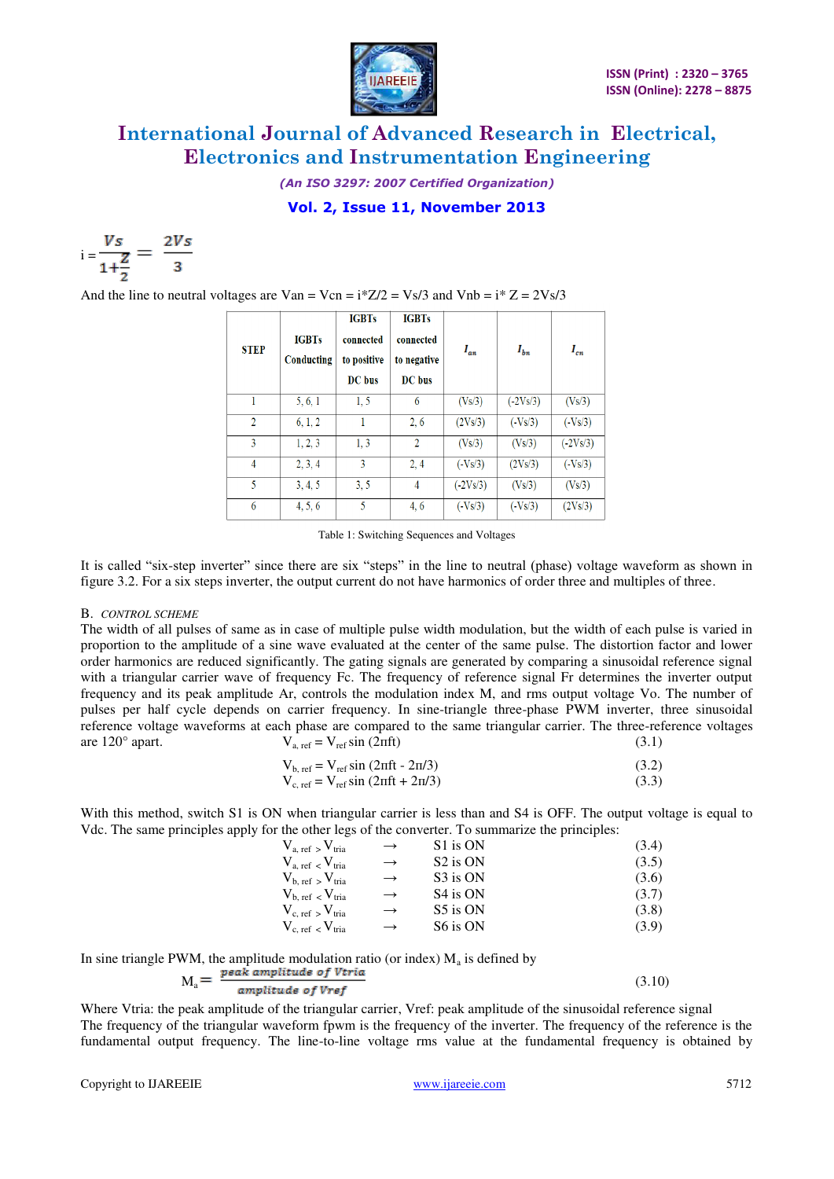$$i = \frac{Vs}{1+\frac{Z}{2}} = \frac{2Vs}{3}$$

And the line to neutral voltages are Van = Vcn = i*Z/2 = Vs/3 and Vnb = i* Z = 2Vs/3

| STEP | IGBTs Conducting | IGBTs connected to positive DC bus | IGBTs connected to negative DC bus | $I_{an}$ | $I_{bn}$ | $I_{cn}$ |
|---|---|---|---|---|---|---|
| 1 | 5, 6, 1 | 1, 5 | 6 | (Vs/3) | (-2Vs/3) | (Vs/3) |
| 2 | 6, 1, 2 | 1 | 2, 6 | (2Vs/3) | (-Vs/3) | (-Vs/3) |
| 3 | 1, 2, 3 | 1, 3 | 2 | (Vs/3) | (Vs/3) | (-2Vs/3) |
| 4 | 2, 3, 4 | 3 | 2, 4 | (-Vs/3) | (2Vs/3) | (-Vs/3) |
| 5 | 3, 4, 5 | 3, 5 | 4 | (-2Vs/3) | (Vs/3) | (Vs/3) |
| 6 | 4, 5, 6 | 5 | 4, 6 | (-Vs/3) | (-Vs/3) | (2Vs/3) |

Table 1: Switching Sequences and Voltages

It is called "six-step inverter" since there are six "steps" in the line to neutral (phase) voltage waveform as shown in figure 3.2. For a six steps inverter, the output current do not have harmonics of order three and multiples of three.

### B. *CONTROL SCHEME*

The width of all pulses of same as in case of multiple pulse width modulation, but the width of each pulse is varied in proportion to the amplitude of a sine wave evaluated at the center of the same pulse. The distortion factor and lower order harmonics are reduced significantly. The gating signals are generated by comparing a sinusoidal reference signal with a triangular carrier wave of frequency Fc. The frequency of reference signal Fr determines the inverter output frequency and its peak amplitude Ar, controls the modulation index M, and rms output voltage Vo. The number of pulses per half cycle depends on carrier frequency. In sine-triangle three-phase PWM inverter, three sinusoidal reference voltage waveforms at each phase are compared to the same triangular carrier. The three-reference voltages are 120° apart.

$$V_{a,\,ref} = V_{ref}\sin(2\pi ft) \qquad (3.1)$$

$$V_{b,\,ref} = V_{ref}\sin(2\pi ft - 2\pi/3) \qquad (3.2)$$

$$V_{c,\,ref} = V_{ref}\sin(2\pi ft + 2\pi/3) \qquad (3.3)$$

With this method, switch S1 is ON when triangular carrier is less than and S4 is OFF. The output voltage is equal to Vdc. The same principles apply for the other legs of the converter. To summarize the principles:

$$V_{a,\,ref} > V_{tria} \rightarrow \text{S1 is ON} \qquad (3.4)$$

$$V_{a,\,ref} < V_{tria} \rightarrow \text{S2 is ON} \qquad (3.5)$$

$$V_{b,\,ref} > V_{tria} \rightarrow \text{S3 is ON} \qquad (3.6)$$

$$V_{b,\,ref} < V_{tria} \rightarrow \text{S4 is ON} \qquad (3.7)$$

$$V_{c,\,ref} > V_{tria} \rightarrow \text{S5 is ON} \qquad (3.8)$$

$$V_{c,\,ref} < V_{tria} \rightarrow \text{S6 is ON} \qquad (3.9)$$

In sine triangle PWM, the amplitude modulation ratio (or index) $M_a$ is defined by

$$M_a = \frac{\text{peak amplitude of Vtria}}{\text{amplitude of Vref}} \qquad (3.10)$$

Where Vtria: the peak amplitude of the triangular carrier, Vref: peak amplitude of the sinusoidal reference signal
The frequency of the triangular waveform fpwm is the frequency of the inverter. The frequency of the reference is the fundamental output frequency. The line-to-line voltage rms value at the fundamental frequency is obtained by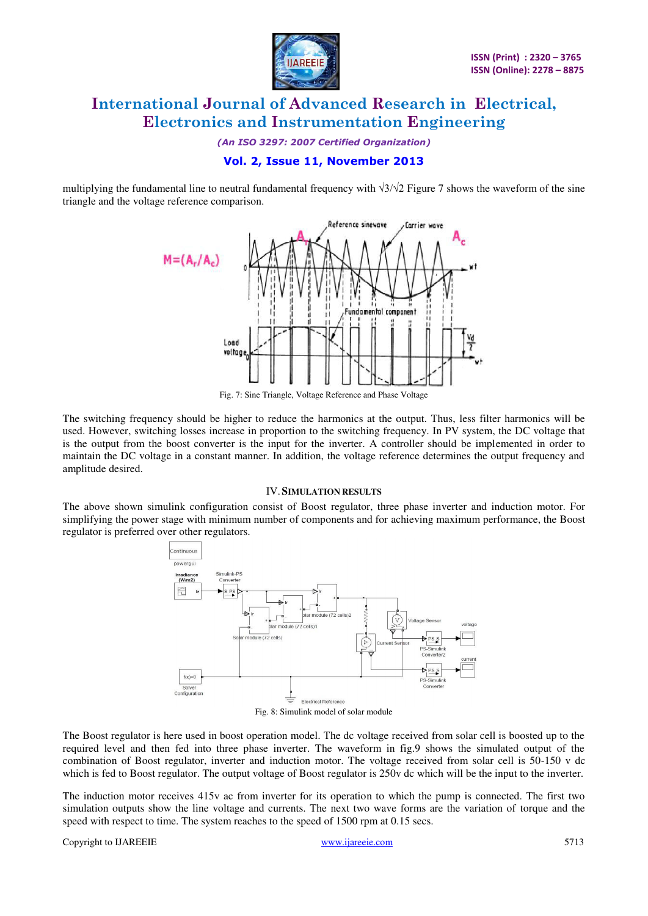multiplying the fundamental line to neutral fundamental frequency with √3/√2 Figure 7 shows the waveform of the sine triangle and the voltage reference comparison.

Fig. 7: Sine Triangle, Voltage Reference and Phase Voltage

The switching frequency should be higher to reduce the harmonics at the output. Thus, less filter harmonics will be used. However, switching losses increase in proportion to the switching frequency. In PV system, the DC voltage that is the output from the boost converter is the input for the inverter. A controller should be implemented in order to maintain the DC voltage in a constant manner. In addition, the voltage reference determines the output frequency and amplitude desired.

## IV. SIMULATION RESULTS

The above shown simulink configuration consist of Boost regulator, three phase inverter and induction motor. For simplifying the power stage with minimum number of components and for achieving maximum performance, the Boost regulator is preferred over other regulators.

Fig. 8: Simulink model of solar module

The Boost regulator is here used in boost operation model. The dc voltage received from solar cell is boosted up to the required level and then fed into three phase inverter. The waveform in fig.9 shows the simulated output of the combination of Boost regulator, inverter and induction motor. The voltage received from solar cell is 50-150 v dc which is fed to Boost regulator. The output voltage of Boost regulator is 250v dc which will be the input to the inverter.

The induction motor receives 415v ac from inverter for its operation to which the pump is connected. The first two simulation outputs show the line voltage and currents. The next two wave forms are the variation of torque and the speed with respect to time. The system reaches to the speed of 1500 rpm at 0.15 secs.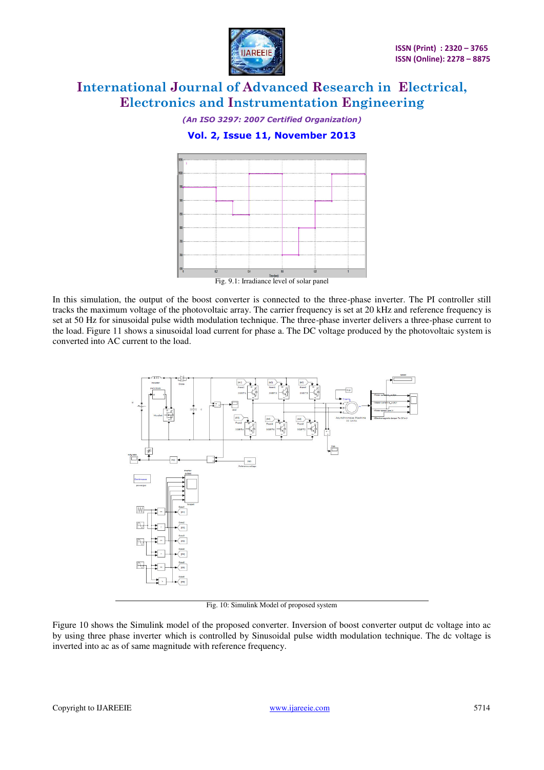Fig. 9.1: Irradiance level of solar panel

In this simulation, the output of the boost converter is connected to the three-phase inverter. The PI controller still tracks the maximum voltage of the photovoltaic array. The carrier frequency is set at 20 kHz and reference frequency is set at 50 Hz for sinusoidal pulse width modulation technique. The three-phase inverter delivers a three-phase current to the load. Figure 11 shows a sinusoidal load current for phase a. The DC voltage produced by the photovoltaic system is converted into AC current to the load.

Fig. 10: Simulink Model of proposed system

Figure 10 shows the Simulink model of the proposed converter. Inversion of boost converter output dc voltage into ac by using three phase inverter which is controlled by Sinusoidal pulse width modulation technique. The dc voltage is inverted into ac as of same magnitude with reference frequency.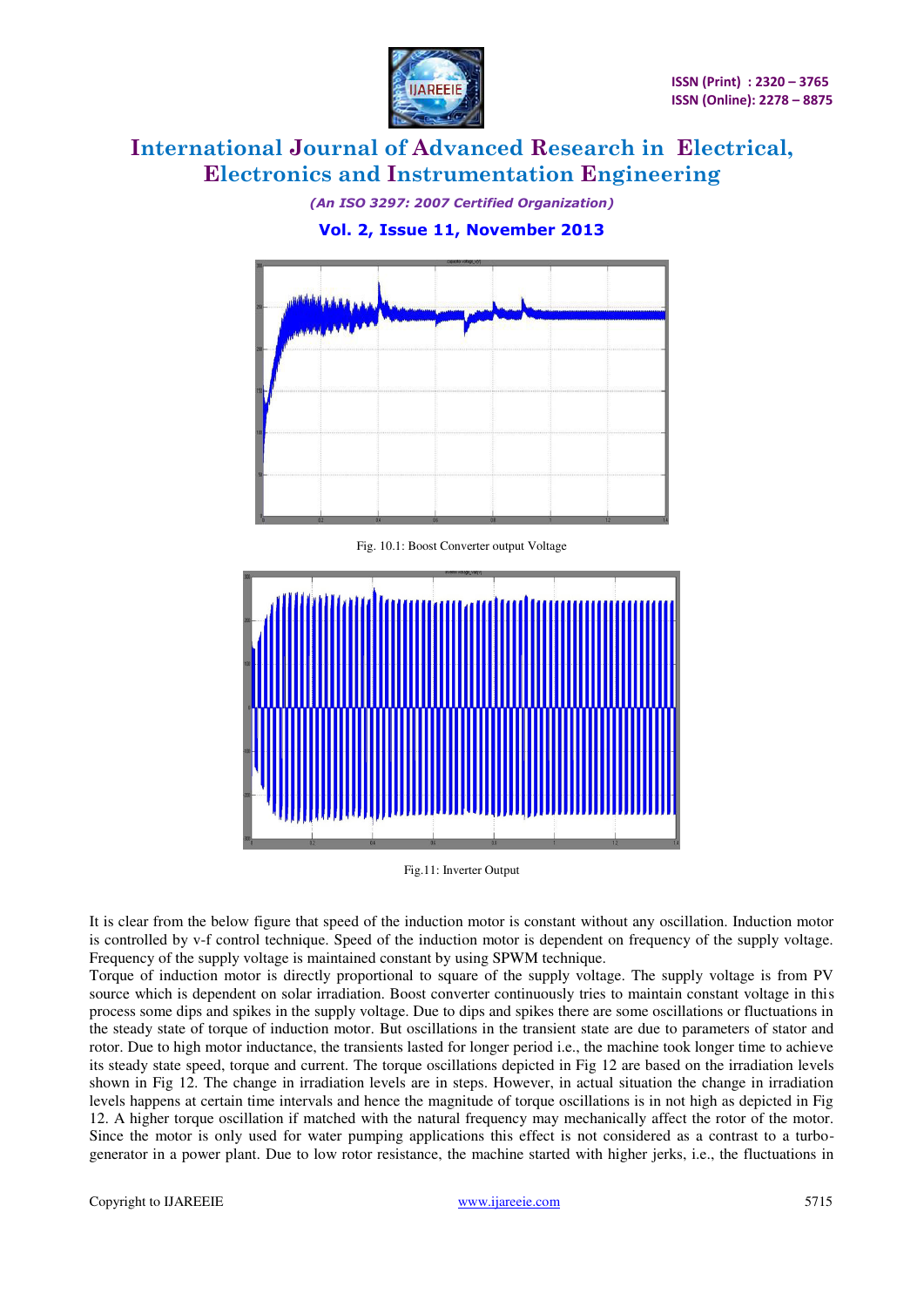Fig. 10.1: Boost Converter output Voltage

Fig.11: Inverter Output

It is clear from the below figure that speed of the induction motor is constant without any oscillation. Induction motor is controlled by v-f control technique. Speed of the induction motor is dependent on frequency of the supply voltage. Frequency of the supply voltage is maintained constant by using SPWM technique.

Torque of induction motor is directly proportional to square of the supply voltage. The supply voltage is from PV source which is dependent on solar irradiation. Boost converter continuously tries to maintain constant voltage in this process some dips and spikes in the supply voltage. Due to dips and spikes there are some oscillations or fluctuations in the steady state of torque of induction motor. But oscillations in the transient state are due to parameters of stator and rotor. Due to high motor inductance, the transients lasted for longer period i.e., the machine took longer time to achieve its steady state speed, torque and current. The torque oscillations depicted in Fig 12 are based on the irradiation levels shown in Fig 12. The change in irradiation levels are in steps. However, in actual situation the change in irradiation levels happens at certain time intervals and hence the magnitude of torque oscillations is in not high as depicted in Fig 12. A higher torque oscillation if matched with the natural frequency may mechanically affect the rotor of the motor. Since the motor is only used for water pumping applications this effect is not considered as a contrast to a turbo-generator in a power plant. Due to low rotor resistance, the machine started with higher jerks, i.e., the fluctuations in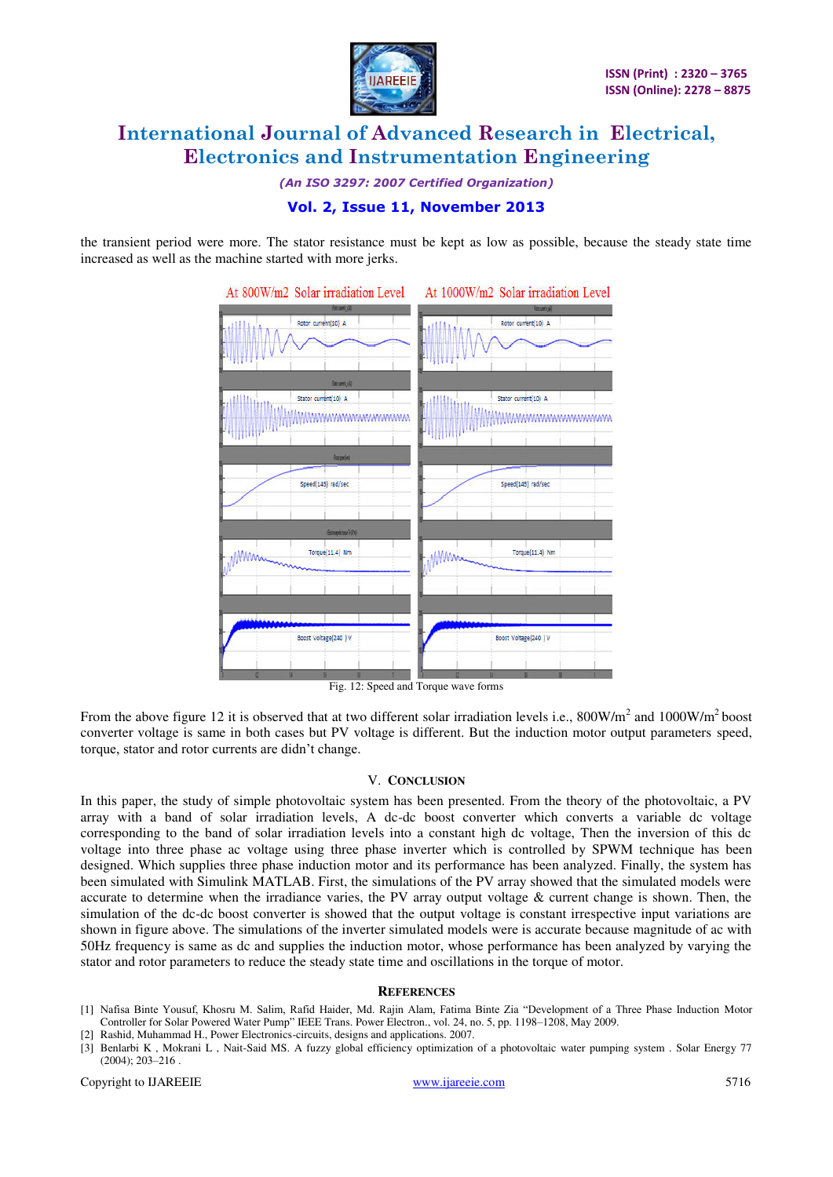the transient period were more. The stator resistance must be kept as low as possible, because the steady state time increased as well as the machine started with more jerks.

Fig. 12: Speed and Torque wave forms

From the above figure 12 it is observed that at two different solar irradiation levels i.e., 800W/m$^2$ and 1000W/m$^2$ boost converter voltage is same in both cases but PV voltage is different. But the induction motor output parameters speed, torque, stator and rotor currents are didn't change.

## V. Conclusion

In this paper, the study of simple photovoltaic system has been presented. From the theory of the photovoltaic, a PV array with a band of solar irradiation levels, A dc-dc boost converter which converts a variable dc voltage corresponding to the band of solar irradiation levels into a constant high dc voltage, Then the inversion of this dc voltage into three phase ac voltage using three phase inverter which is controlled by SPWM technique has been designed. Which supplies three phase induction motor and its performance has been analyzed. Finally, the system has been simulated with Simulink MATLAB. First, the simulations of the PV array showed that the simulated models were accurate to determine when the irradiance varies, the PV array output voltage & current change is shown. Then, the simulation of the dc-dc boost converter is showed that the output voltage is constant irrespective input variations are shown in figure above. The simulations of the inverter simulated models were is accurate because magnitude of ac with 50Hz frequency is same as dc and supplies the induction motor, whose performance has been analyzed by varying the stator and rotor parameters to reduce the steady state time and oscillations in the torque of motor.

## References

[1] Nafisa Binte Yousuf, Khosru M. Salim, Rafid Haider, Md. Rajin Alam, Fatima Binte Zia "Development of a Three Phase Induction Motor Controller for Solar Powered Water Pump" IEEE Trans. Power Electron., vol. 24, no. 5, pp. 1198–1208, May 2009.

[2] Rashid, Muhammad H., Power Electronics-circuits, designs and applications. 2007.

[3] Benlarbi K , Mokrani L , Nait-Said MS. A fuzzy global efficiency optimization of a photovoltaic water pumping system . Solar Energy 77 (2004); 203–216 .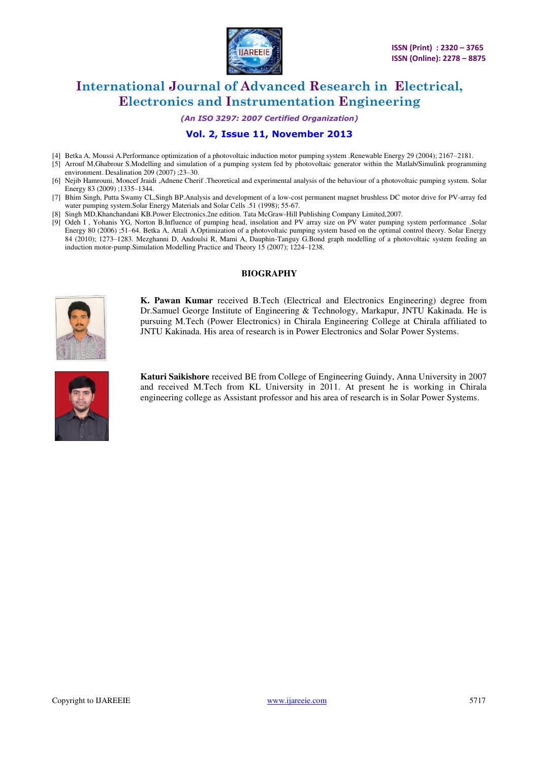[4] Betka A, Moussi A.Performance optimization of a photovoltaic induction motor pumping system .Renewable Energy 29 (2004); 2167–2181.

[5] Arrouf M,Ghabrour S.Modelling and simulation of a pumping system fed by photovoltaic generator within the Matlab/Simulink programming environment. Desalination 209 (2007) ;23–30.

[6] Nejib Hamrouni, Moncef Jraidi ,Adnene Cherif .Theoretical and experimental analysis of the behaviour of a photovoltaic pumping system. Solar Energy 83 (2009) ;1335–1344.

[7] Bhim Singh, Putta Swamy CL,Singh BP.Analysis and development of a low-cost permanent magnet brushless DC motor drive for PV-array fed water pumping system.Solar Energy Materials and Solar Cells .51 (1998); 55-67.

[8] Singh MD,Khanchandani KB.Power Electronics.2ne edition. Tata McGraw-Hill Publishing Company Limited,2007.

[9] Odeh I , Yohanis YG, Norton B.Influence of pumping head, insolation and PV array size on PV water pumping system performance .Solar Energy 80 (2006) ;51–64. Betka A, Attali A.Optimization of a photovoltaic pumping system based on the optimal control theory. Solar Energy 84 (2010); 1273–1283. Mezghanni D, Andoulsi R, Mami A, Dauphin-Tanguy G.Bond graph modelling of a photovoltaic system feeding an induction motor-pump.Simulation Modelling Practice and Theory 15 (2007); 1224–1238.

## BIOGRAPHY

**K. Pawan Kumar** received B.Tech (Electrical and Electronics Engineering) degree from Dr.Samuel George Institute of Engineering & Technology, Markapur, JNTU Kakinada. He is pursuing M.Tech (Power Electronics) in Chirala Engineering College at Chirala affiliated to JNTU Kakinada. His area of research is in Power Electronics and Solar Power Systems.

**Katuri Saikishore** received BE from College of Engineering Guindy, Anna University in 2007 and received M.Tech from KL University in 2011. At present he is working in Chirala engineering college as Assistant professor and his area of research is in Solar Power Systems.